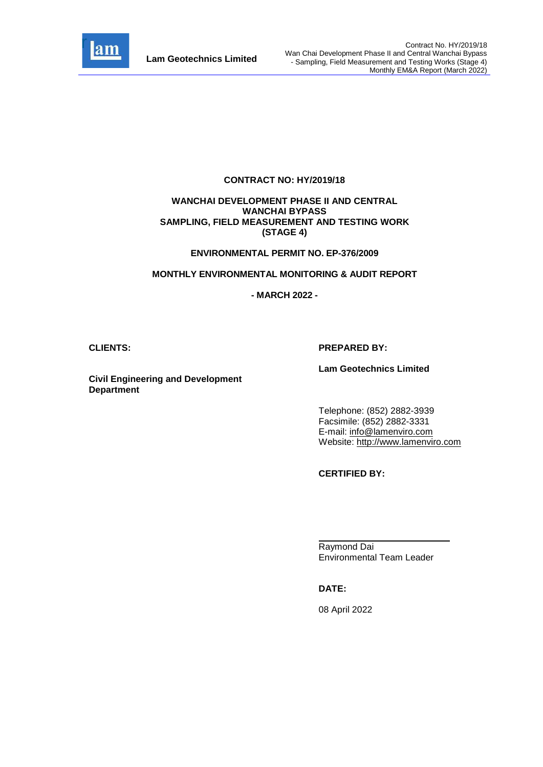**CONTRACT NO: HY/2019/18**

**WANCHAI DEVELOPMENT PHASE II AND CENTRAL WANCHAI BYPASS SAMPLING, FIELD MEASUREMENT AND TESTING WORK (STAGE 4)**

**ENVIRONMENTAL PERMIT NO. EP-376/2009**

**MONTHLY ENVIRONMENTAL MONITORING & AUDIT REPORT**

**- MARCH 2022 -**

**CLIENTS:**

**Civil Engineering and Development Department**

**PREPARED BY:**

**Lam Geotechnics Limited**

Telephone: (852) 2882-3939
Facsimile: (852) 2882-3331
E-mail: info@lamenviro.com
Website: http://www.lamenviro.com

**CERTIFIED BY:**

Raymond Dai
Environmental Team Leader

**DATE:**

08 April 2022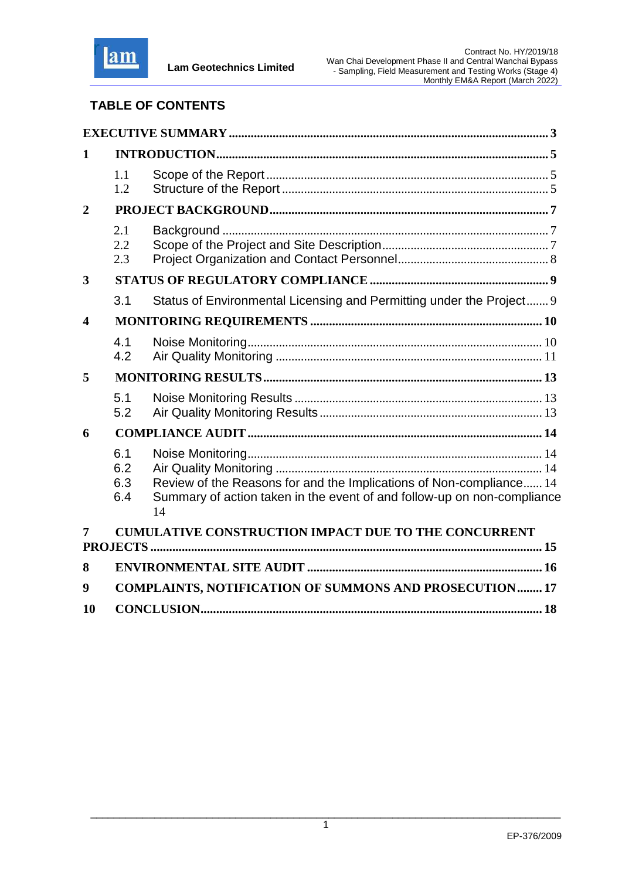## TABLE OF CONTENTS

EXECUTIVE SUMMARY ..... 3

1 INTRODUCTION ..... 5
- 1.1 Scope of the Report ..... 5
- 1.2 Structure of the Report ..... 5

2 PROJECT BACKGROUND ..... 7
- 2.1 Background ..... 7
- 2.2 Scope of the Project and Site Description ..... 7
- 2.3 Project Organization and Contact Personnel ..... 8

3 STATUS OF REGULATORY COMPLIANCE ..... 9
- 3.1 Status of Environmental Licensing and Permitting under the Project ..... 9

4 MONITORING REQUIREMENTS ..... 10
- 4.1 Noise Monitoring ..... 10
- 4.2 Air Quality Monitoring ..... 11

5 MONITORING RESULTS ..... 13
- 5.1 Noise Monitoring Results ..... 13
- 5.2 Air Quality Monitoring Results ..... 13

6 COMPLIANCE AUDIT ..... 14
- 6.1 Noise Monitoring ..... 14
- 6.2 Air Quality Monitoring ..... 14
- 6.3 Review of the Reasons for and the Implications of Non-compliance ..... 14
- 6.4 Summary of action taken in the event of and follow-up on non-compliance 14

7 CUMULATIVE CONSTRUCTION IMPACT DUE TO THE CONCURRENT PROJECTS ..... 15

8 ENVIRONMENTAL SITE AUDIT ..... 16

9 COMPLAINTS, NOTIFICATION OF SUMMONS AND PROSECUTION ..... 17

10 CONCLUSION ..... 18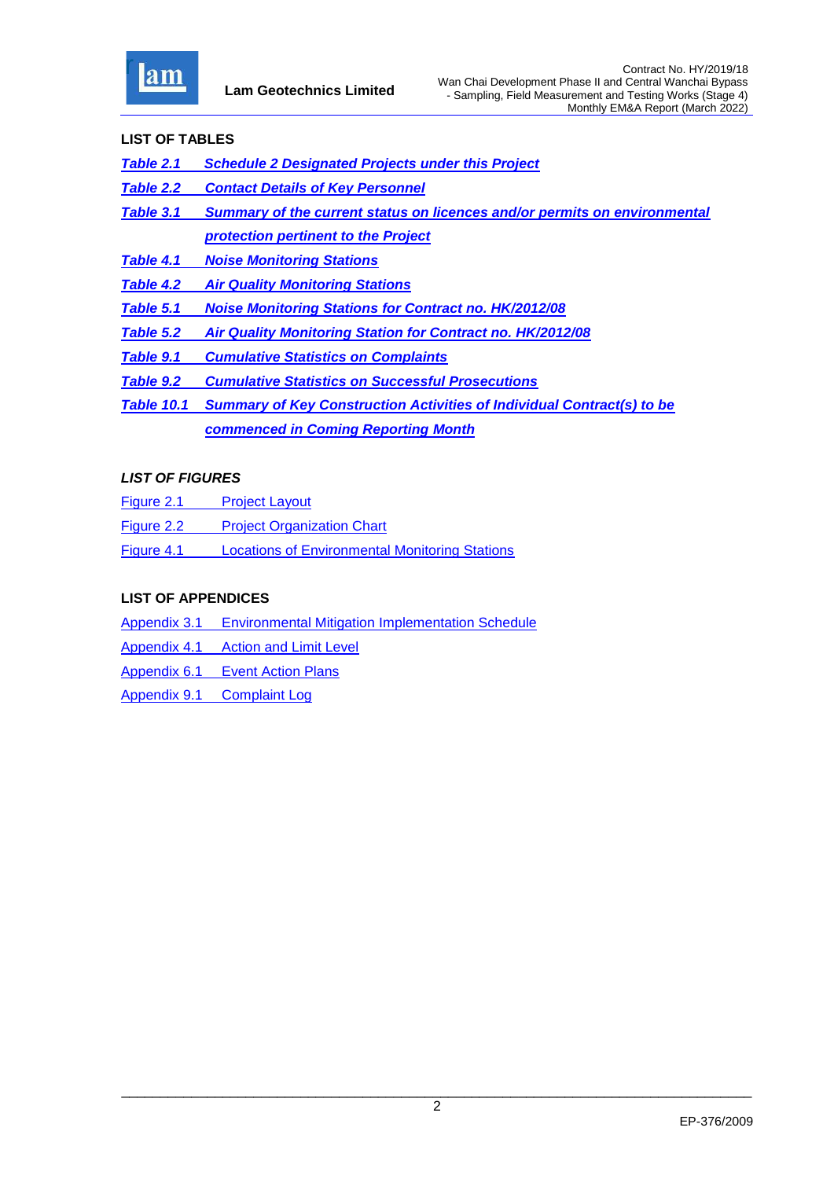**LIST OF TABLES**

***Table 2.1 Schedule 2 Designated Projects under this Project***

***Table 2.2 Contact Details of Key Personnel***

***Table 3.1 Summary of the current status on licences and/or permits on environmental protection pertinent to the Project***

***Table 4.1 Noise Monitoring Stations***

***Table 4.2 Air Quality Monitoring Stations***

***Table 5.1 Noise Monitoring Stations for Contract no. HK/2012/08***

***Table 5.2 Air Quality Monitoring Station for Contract no. HK/2012/08***

***Table 9.1 Cumulative Statistics on Complaints***

***Table 9.2 Cumulative Statistics on Successful Prosecutions***

***Table 10.1 Summary of Key Construction Activities of Individual Contract(s) to be commenced in Coming Reporting Month***

***LIST OF FIGURES***

Figure 2.1 Project Layout

Figure 2.2 Project Organization Chart

Figure 4.1 Locations of Environmental Monitoring Stations

**LIST OF APPENDICES**

Appendix 3.1 Environmental Mitigation Implementation Schedule

Appendix 4.1 Action and Limit Level

Appendix 6.1 Event Action Plans

Appendix 9.1 Complaint Log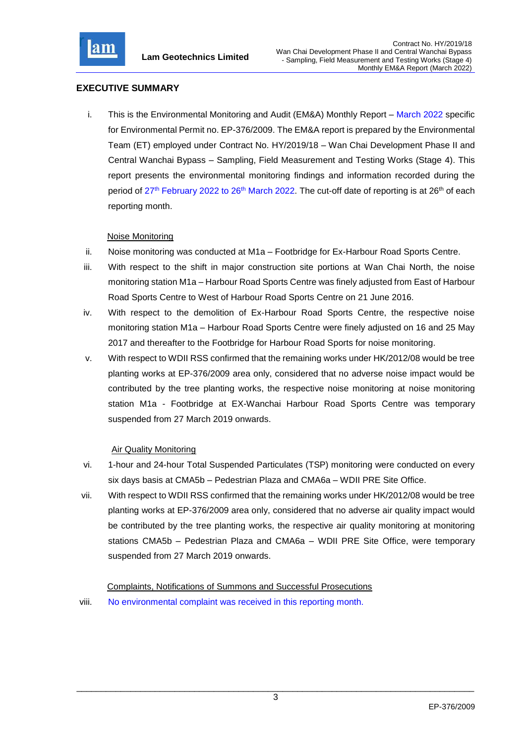## EXECUTIVE SUMMARY

i. This is the Environmental Monitoring and Audit (EM&A) Monthly Report – March 2022 specific for Environmental Permit no. EP-376/2009. The EM&A report is prepared by the Environmental Team (ET) employed under Contract No. HY/2019/18 – Wan Chai Development Phase II and Central Wanchai Bypass – Sampling, Field Measurement and Testing Works (Stage 4). This report presents the environmental monitoring findings and information recorded during the period of 27th February 2022 to 26th March 2022. The cut-off date of reporting is at 26th of each reporting month.

Noise Monitoring

ii. Noise monitoring was conducted at M1a – Footbridge for Ex-Harbour Road Sports Centre.

iii. With respect to the shift in major construction site portions at Wan Chai North, the noise monitoring station M1a – Harbour Road Sports Centre was finely adjusted from East of Harbour Road Sports Centre to West of Harbour Road Sports Centre on 21 June 2016.

iv. With respect to the demolition of Ex-Harbour Road Sports Centre, the respective noise monitoring station M1a – Harbour Road Sports Centre were finely adjusted on 16 and 25 May 2017 and thereafter to the Footbridge for Harbour Road Sports for noise monitoring.

v. With respect to WDII RSS confirmed that the remaining works under HK/2012/08 would be tree planting works at EP-376/2009 area only, considered that no adverse noise impact would be contributed by the tree planting works, the respective noise monitoring at noise monitoring station M1a - Footbridge at EX-Wanchai Harbour Road Sports Centre was temporary suspended from 27 March 2019 onwards.

Air Quality Monitoring

vi. 1-hour and 24-hour Total Suspended Particulates (TSP) monitoring were conducted on every six days basis at CMA5b – Pedestrian Plaza and CMA6a – WDII PRE Site Office.

vii. With respect to WDII RSS confirmed that the remaining works under HK/2012/08 would be tree planting works at EP-376/2009 area only, considered that no adverse air quality impact would be contributed by the tree planting works, the respective air quality monitoring at monitoring stations CMA5b – Pedestrian Plaza and CMA6a – WDII PRE Site Office, were temporary suspended from 27 March 2019 onwards.

Complaints, Notifications of Summons and Successful Prosecutions

viii. No environmental complaint was received in this reporting month.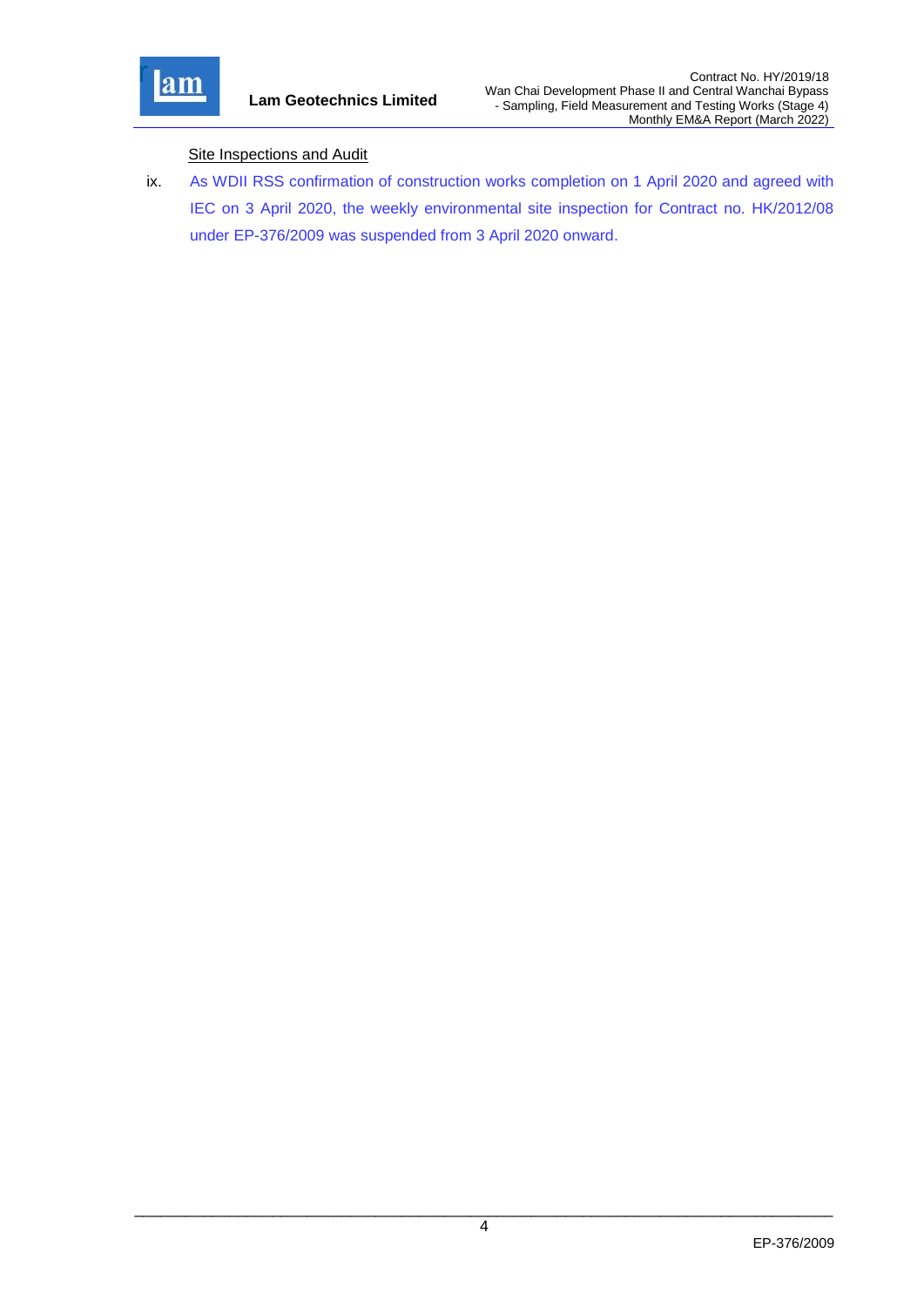Site Inspections and Audit

ix. As WDII RSS confirmation of construction works completion on 1 April 2020 and agreed with IEC on 3 April 2020, the weekly environmental site inspection for Contract no. HK/2012/08 under EP-376/2009 was suspended from 3 April 2020 onward.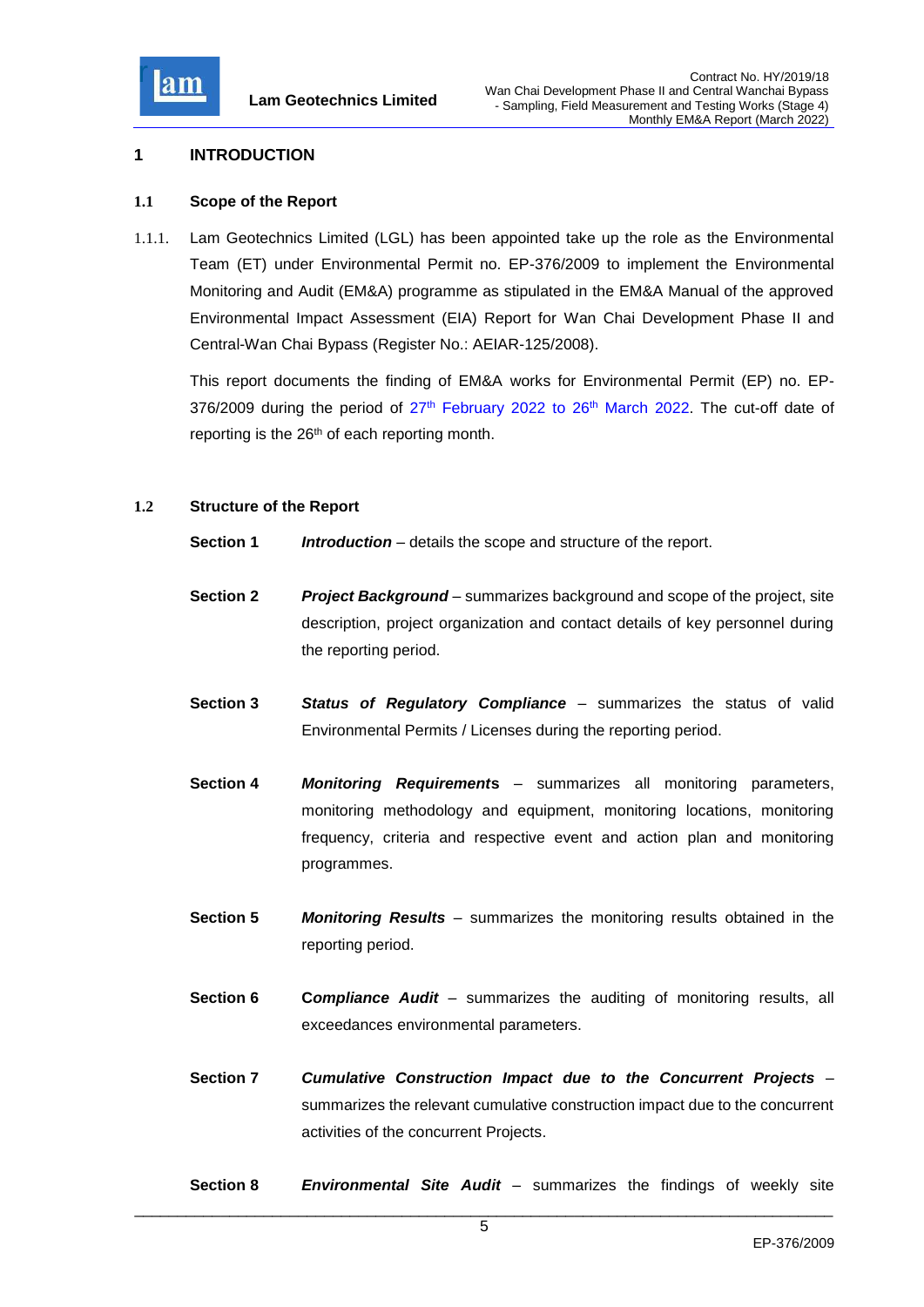# 1 INTRODUCTION

## 1.1 Scope of the Report

1.1.1. Lam Geotechnics Limited (LGL) has been appointed take up the role as the Environmental Team (ET) under Environmental Permit no. EP-376/2009 to implement the Environmental Monitoring and Audit (EM&A) programme as stipulated in the EM&A Manual of the approved Environmental Impact Assessment (EIA) Report for Wan Chai Development Phase II and Central-Wan Chai Bypass (Register No.: AEIAR-125/2008).

This report documents the finding of EM&A works for Environmental Permit (EP) no. EP-376/2009 during the period of 27th February 2022 to 26th March 2022. The cut-off date of reporting is the 26th of each reporting month.

## 1.2 Structure of the Report

**Section 1** ***Introduction*** – details the scope and structure of the report.

**Section 2** ***Project Background*** – summarizes background and scope of the project, site description, project organization and contact details of key personnel during the reporting period.

**Section 3** ***Status of Regulatory Compliance*** – summarizes the status of valid Environmental Permits / Licenses during the reporting period.

**Section 4** ***Monitoring Requirements*** – summarizes all monitoring parameters, monitoring methodology and equipment, monitoring locations, monitoring frequency, criteria and respective event and action plan and monitoring programmes.

**Section 5** ***Monitoring Results*** – summarizes the monitoring results obtained in the reporting period.

**Section 6** ***Compliance Audit*** – summarizes the auditing of monitoring results, all exceedances environmental parameters.

**Section 7** ***Cumulative Construction Impact due to the Concurrent Projects*** – summarizes the relevant cumulative construction impact due to the concurrent activities of the concurrent Projects.

**Section 8** ***Environmental Site Audit*** – summarizes the findings of weekly site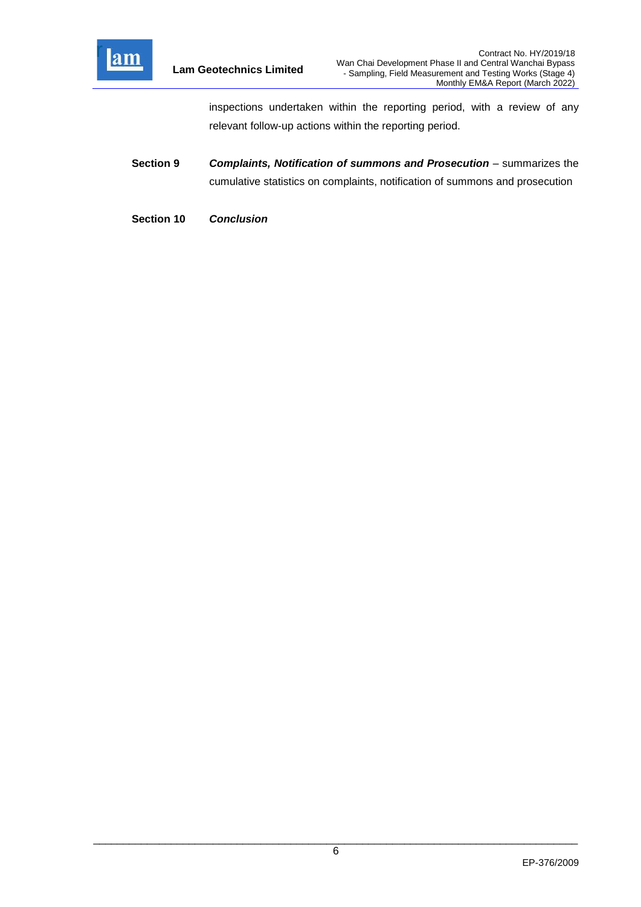inspections undertaken within the reporting period, with a review of any relevant follow-up actions within the reporting period.

**Section 9** ***Complaints, Notification of summons and Prosecution*** – summarizes the cumulative statistics on complaints, notification of summons and prosecution

**Section 10** ***Conclusion***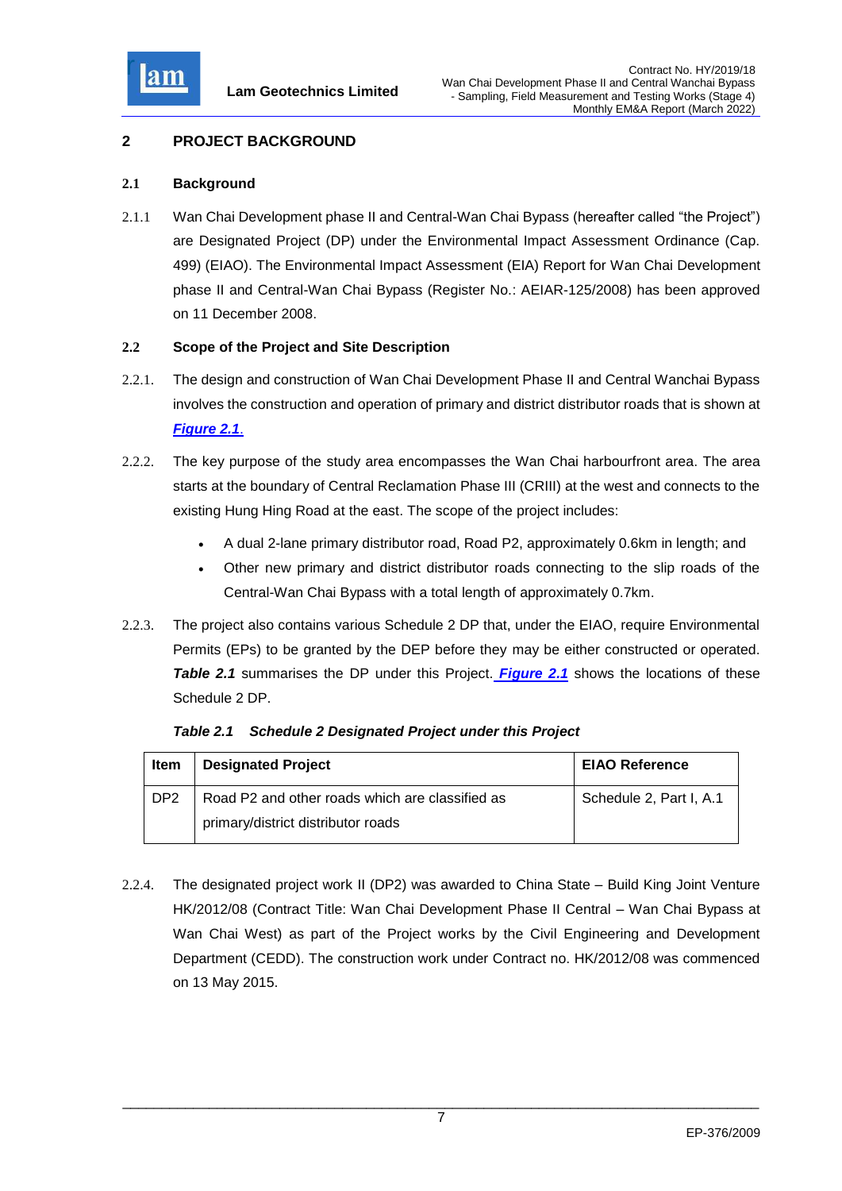## 2 PROJECT BACKGROUND

### 2.1 Background

2.1.1 Wan Chai Development phase II and Central-Wan Chai Bypass (hereafter called "the Project") are Designated Project (DP) under the Environmental Impact Assessment Ordinance (Cap. 499) (EIAO). The Environmental Impact Assessment (EIA) Report for Wan Chai Development phase II and Central-Wan Chai Bypass (Register No.: AEIAR-125/2008) has been approved on 11 December 2008.

### 2.2 Scope of the Project and Site Description

2.2.1. The design and construction of Wan Chai Development Phase II and Central Wanchai Bypass involves the construction and operation of primary and district distributor roads that is shown at ***Figure 2.1***.

2.2.2. The key purpose of the study area encompasses the Wan Chai harbourfront area. The area starts at the boundary of Central Reclamation Phase III (CRIII) at the west and connects to the existing Hung Hing Road at the east. The scope of the project includes:

- A dual 2-lane primary distributor road, Road P2, approximately 0.6km in length; and
- Other new primary and district distributor roads connecting to the slip roads of the Central-Wan Chai Bypass with a total length of approximately 0.7km.

2.2.3. The project also contains various Schedule 2 DP that, under the EIAO, require Environmental Permits (EPs) to be granted by the DEP before they may be either constructed or operated. ***Table 2.1*** summarises the DP under this Project. ***Figure 2.1*** shows the locations of these Schedule 2 DP.

***Table 2.1 Schedule 2 Designated Project under this Project***

| Item | Designated Project | EIAO Reference |
|---|---|---|
| DP2 | Road P2 and other roads which are classified as primary/district distributor roads | Schedule 2, Part I, A.1 |

2.2.4. The designated project work II (DP2) was awarded to China State – Build King Joint Venture HK/2012/08 (Contract Title: Wan Chai Development Phase II Central – Wan Chai Bypass at Wan Chai West) as part of the Project works by the Civil Engineering and Development Department (CEDD). The construction work under Contract no. HK/2012/08 was commenced on 13 May 2015.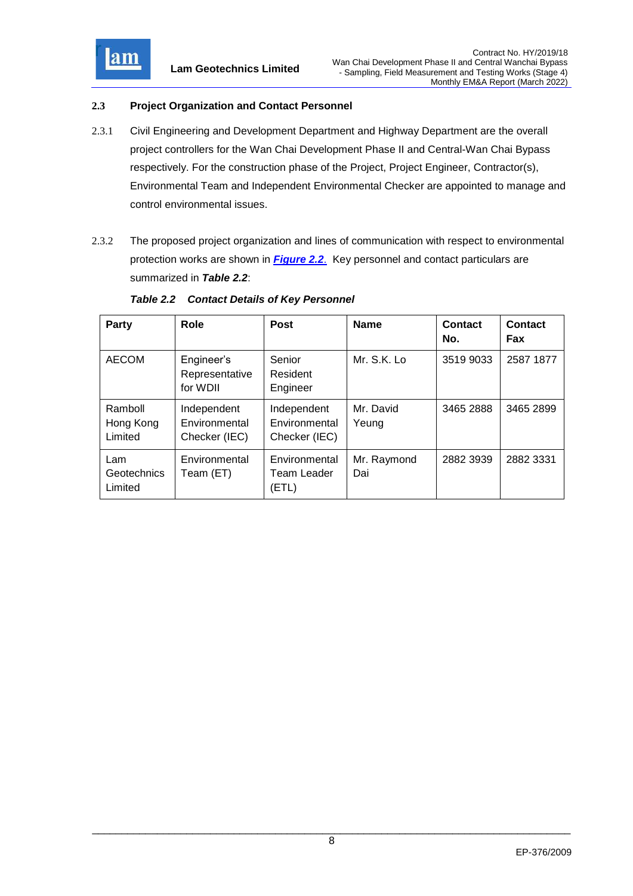### 2.3 Project Organization and Contact Personnel

2.3.1 Civil Engineering and Development Department and Highway Department are the overall project controllers for the Wan Chai Development Phase II and Central-Wan Chai Bypass respectively. For the construction phase of the Project, Project Engineer, Contractor(s), Environmental Team and Independent Environmental Checker are appointed to manage and control environmental issues.

2.3.2 The proposed project organization and lines of communication with respect to environmental protection works are shown in ***Figure 2.2***. Key personnel and contact particulars are summarized in ***Table 2.2***:

***Table 2.2 Contact Details of Key Personnel***

| Party | Role | Post | Name | Contact No. | Contact Fax |
|---|---|---|---|---|---|
| AECOM | Engineer's Representative for WDII | Senior Resident Engineer | Mr. S.K. Lo | 3519 9033 | 2587 1877 |
| Ramboll Hong Kong Limited | Independent Environmental Checker (IEC) | Independent Environmental Checker (IEC) | Mr. David Yeung | 3465 2888 | 3465 2899 |
| Lam Geotechnics Limited | Environmental Team (ET) | Environmental Team Leader (ETL) | Mr. Raymond Dai | 2882 3939 | 2882 3331 |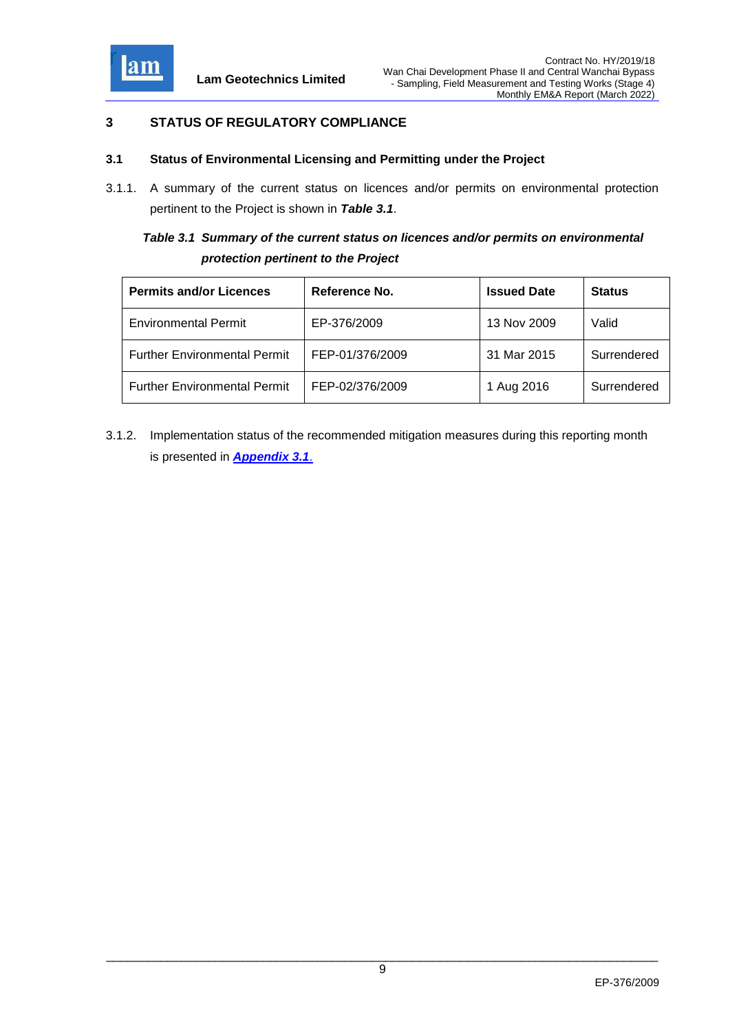# 3 STATUS OF REGULATORY COMPLIANCE

## 3.1 Status of Environmental Licensing and Permitting under the Project

3.1.1. A summary of the current status on licences and/or permits on environmental protection pertinent to the Project is shown in ***Table 3.1***.

***Table 3.1 Summary of the current status on licences and/or permits on environmental protection pertinent to the Project***

| Permits and/or Licences | Reference No. | Issued Date | Status |
|---|---|---|---|
| Environmental Permit | EP-376/2009 | 13 Nov 2009 | Valid |
| Further Environmental Permit | FEP-01/376/2009 | 31 Mar 2015 | Surrendered |
| Further Environmental Permit | FEP-02/376/2009 | 1 Aug 2016 | Surrendered |

3.1.2. Implementation status of the recommended mitigation measures during this reporting month is presented in ***Appendix 3.1***.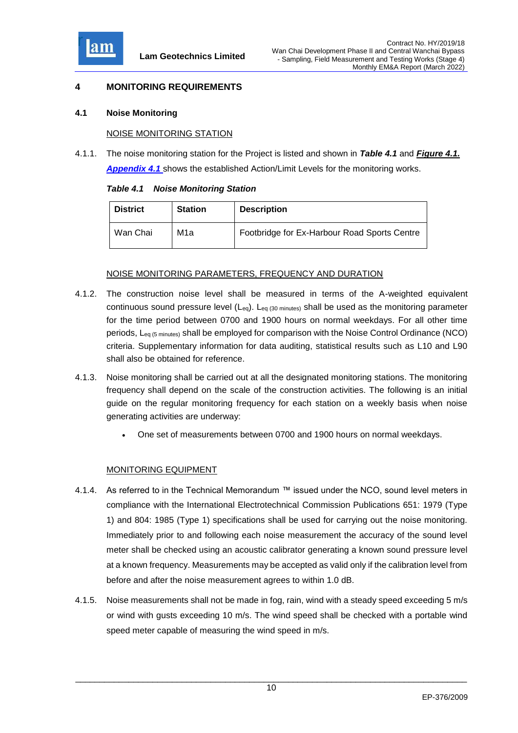## 4 MONITORING REQUIREMENTS

### 4.1 Noise Monitoring

NOISE MONITORING STATION

4.1.1. The noise monitoring station for the Project is listed and shown in ***Table 4.1*** and ***Figure 4.1.*** ***Appendix 4.1*** shows the established Action/Limit Levels for the monitoring works.

***Table 4.1 Noise Monitoring Station***

| District | Station | Description |
|---|---|---|
| Wan Chai | M1a | Footbridge for Ex-Harbour Road Sports Centre |

NOISE MONITORING PARAMETERS, FREQUENCY AND DURATION

4.1.2. The construction noise level shall be measured in terms of the A-weighted equivalent continuous sound pressure level ($L_{eq}$). $L_{eq\ (30\ minutes)}$ shall be used as the monitoring parameter for the time period between 0700 and 1900 hours on normal weekdays. For all other time periods, $L_{eq\ (5\ minutes)}$ shall be employed for comparison with the Noise Control Ordinance (NCO) criteria. Supplementary information for data auditing, statistical results such as L10 and L90 shall also be obtained for reference.

4.1.3. Noise monitoring shall be carried out at all the designated monitoring stations. The monitoring frequency shall depend on the scale of the construction activities. The following is an initial guide on the regular monitoring frequency for each station on a weekly basis when noise generating activities are underway:

- One set of measurements between 0700 and 1900 hours on normal weekdays.

MONITORING EQUIPMENT

4.1.4. As referred to in the Technical Memorandum ™ issued under the NCO, sound level meters in compliance with the International Electrotechnical Commission Publications 651: 1979 (Type 1) and 804: 1985 (Type 1) specifications shall be used for carrying out the noise monitoring. Immediately prior to and following each noise measurement the accuracy of the sound level meter shall be checked using an acoustic calibrator generating a known sound pressure level at a known frequency. Measurements may be accepted as valid only if the calibration level from before and after the noise measurement agrees to within 1.0 dB.

4.1.5. Noise measurements shall not be made in fog, rain, wind with a steady speed exceeding 5 m/s or wind with gusts exceeding 10 m/s. The wind speed shall be checked with a portable wind speed meter capable of measuring the wind speed in m/s.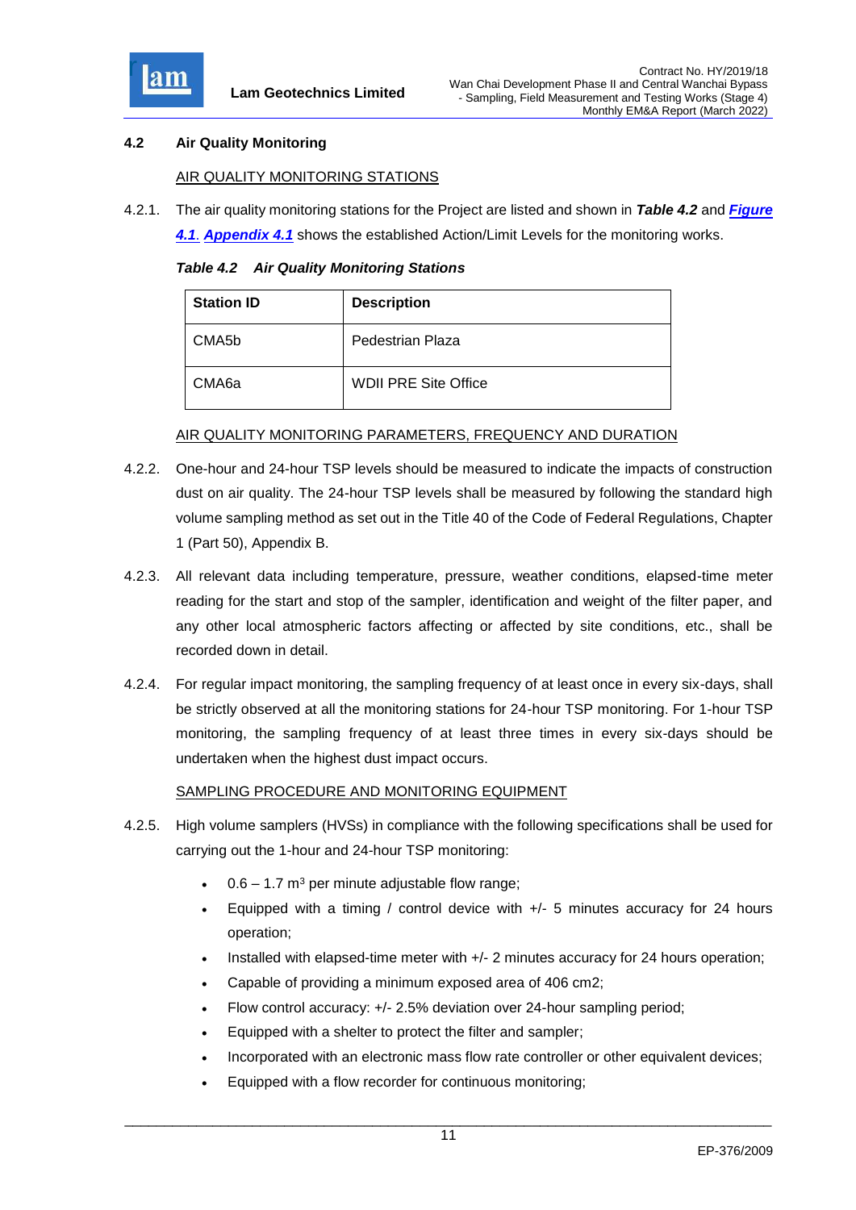### 4.2 Air Quality Monitoring

AIR QUALITY MONITORING STATIONS

4.2.1. The air quality monitoring stations for the Project are listed and shown in ***Table 4.2*** and ***Figure 4.1***. ***Appendix 4.1*** shows the established Action/Limit Levels for the monitoring works.

***Table 4.2 Air Quality Monitoring Stations***

| Station ID | Description |
|---|---|
| CMA5b | Pedestrian Plaza |
| CMA6a | WDII PRE Site Office |

AIR QUALITY MONITORING PARAMETERS, FREQUENCY AND DURATION

4.2.2. One-hour and 24-hour TSP levels should be measured to indicate the impacts of construction dust on air quality. The 24-hour TSP levels shall be measured by following the standard high volume sampling method as set out in the Title 40 of the Code of Federal Regulations, Chapter 1 (Part 50), Appendix B.

4.2.3. All relevant data including temperature, pressure, weather conditions, elapsed-time meter reading for the start and stop of the sampler, identification and weight of the filter paper, and any other local atmospheric factors affecting or affected by site conditions, etc., shall be recorded down in detail.

4.2.4. For regular impact monitoring, the sampling frequency of at least once in every six-days, shall be strictly observed at all the monitoring stations for 24-hour TSP monitoring. For 1-hour TSP monitoring, the sampling frequency of at least three times in every six-days should be undertaken when the highest dust impact occurs.

SAMPLING PROCEDURE AND MONITORING EQUIPMENT

4.2.5. High volume samplers (HVSs) in compliance with the following specifications shall be used for carrying out the 1-hour and 24-hour TSP monitoring:

- 0.6 – 1.7 $m^3$ per minute adjustable flow range;
- Equipped with a timing / control device with +/- 5 minutes accuracy for 24 hours operation;
- Installed with elapsed-time meter with +/- 2 minutes accuracy for 24 hours operation;
- Capable of providing a minimum exposed area of 406 cm2;
- Flow control accuracy: +/- 2.5% deviation over 24-hour sampling period;
- Equipped with a shelter to protect the filter and sampler;
- Incorporated with an electronic mass flow rate controller or other equivalent devices;
- Equipped with a flow recorder for continuous monitoring;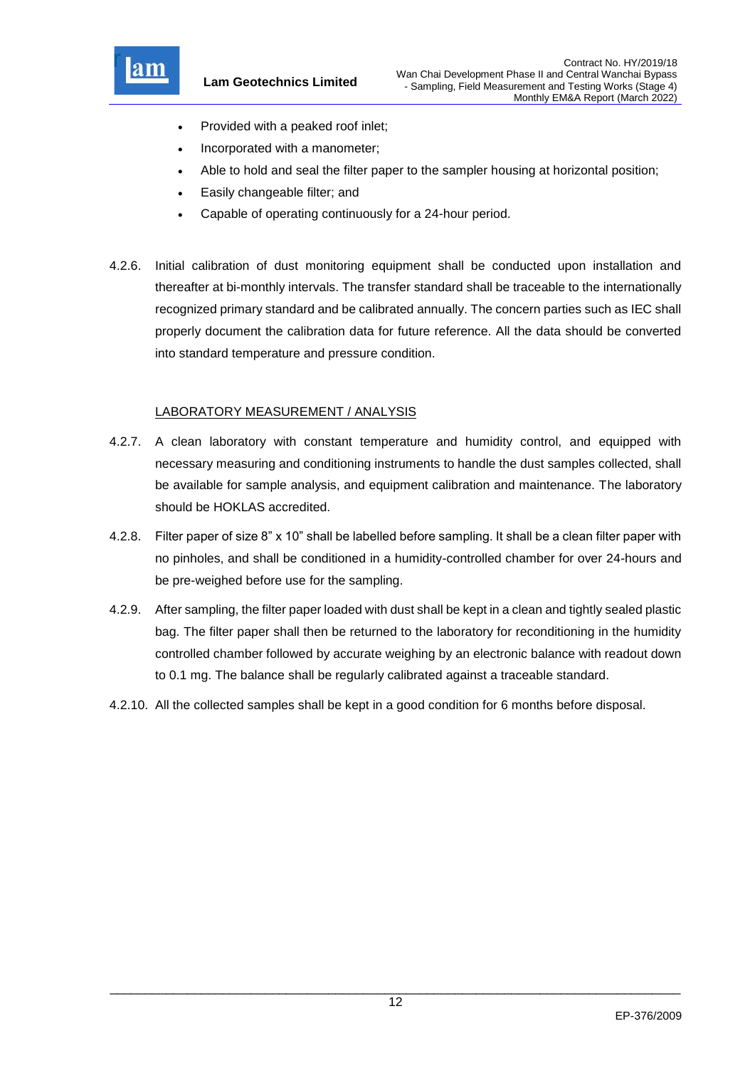- Provided with a peaked roof inlet;
- Incorporated with a manometer;
- Able to hold and seal the filter paper to the sampler housing at horizontal position;
- Easily changeable filter; and
- Capable of operating continuously for a 24-hour period.

4.2.6. Initial calibration of dust monitoring equipment shall be conducted upon installation and thereafter at bi-monthly intervals. The transfer standard shall be traceable to the internationally recognized primary standard and be calibrated annually. The concern parties such as IEC shall properly document the calibration data for future reference. All the data should be converted into standard temperature and pressure condition.

<u>LABORATORY MEASUREMENT / ANALYSIS</u>

4.2.7. A clean laboratory with constant temperature and humidity control, and equipped with necessary measuring and conditioning instruments to handle the dust samples collected, shall be available for sample analysis, and equipment calibration and maintenance. The laboratory should be HOKLAS accredited.

4.2.8. Filter paper of size 8" x 10" shall be labelled before sampling. It shall be a clean filter paper with no pinholes, and shall be conditioned in a humidity-controlled chamber for over 24-hours and be pre-weighed before use for the sampling.

4.2.9. After sampling, the filter paper loaded with dust shall be kept in a clean and tightly sealed plastic bag. The filter paper shall then be returned to the laboratory for reconditioning in the humidity controlled chamber followed by accurate weighing by an electronic balance with readout down to 0.1 mg. The balance shall be regularly calibrated against a traceable standard.

4.2.10. All the collected samples shall be kept in a good condition for 6 months before disposal.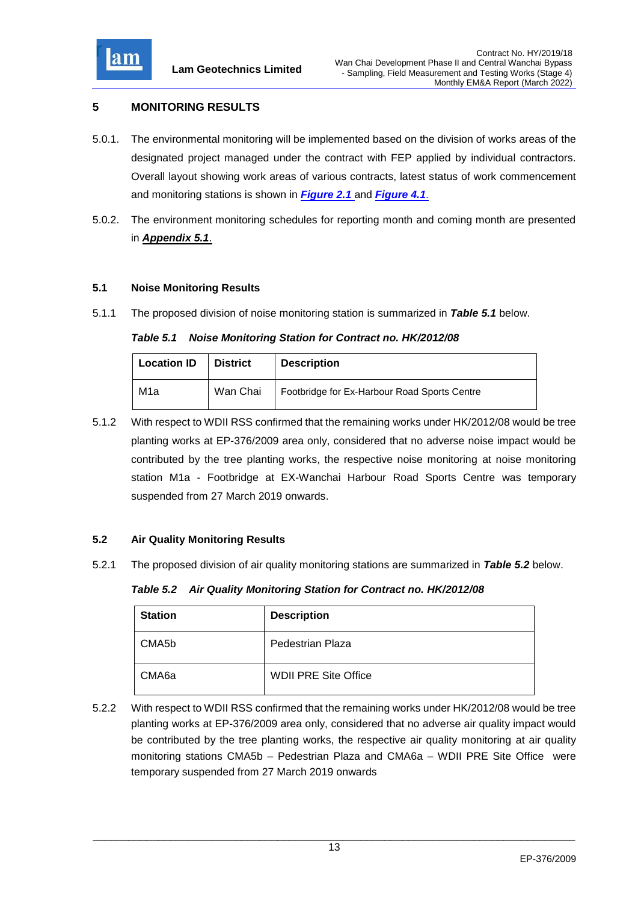# 5 MONITORING RESULTS

5.0.1. The environmental monitoring will be implemented based on the division of works areas of the designated project managed under the contract with FEP applied by individual contractors. Overall layout showing work areas of various contracts, latest status of work commencement and monitoring stations is shown in ***Figure 2.1*** and ***Figure 4.1***.

5.0.2. The environment monitoring schedules for reporting month and coming month are presented in ***Appendix 5.1***.

## 5.1 Noise Monitoring Results

5.1.1 The proposed division of noise monitoring station is summarized in ***Table 5.1*** below.

***Table 5.1 Noise Monitoring Station for Contract no. HK/2012/08***

| Location ID | District | Description |
|---|---|---|
| M1a | Wan Chai | Footbridge for Ex-Harbour Road Sports Centre |

5.1.2 With respect to WDII RSS confirmed that the remaining works under HK/2012/08 would be tree planting works at EP-376/2009 area only, considered that no adverse noise impact would be contributed by the tree planting works, the respective noise monitoring at noise monitoring station M1a - Footbridge at EX-Wanchai Harbour Road Sports Centre was temporary suspended from 27 March 2019 onwards.

## 5.2 Air Quality Monitoring Results

5.2.1 The proposed division of air quality monitoring stations are summarized in ***Table 5.2*** below.

***Table 5.2 Air Quality Monitoring Station for Contract no. HK/2012/08***

| Station | Description |
|---|---|
| CMA5b | Pedestrian Plaza |
| CMA6a | WDII PRE Site Office |

5.2.2 With respect to WDII RSS confirmed that the remaining works under HK/2012/08 would be tree planting works at EP-376/2009 area only, considered that no adverse air quality impact would be contributed by the tree planting works, the respective air quality monitoring at air quality monitoring stations CMA5b – Pedestrian Plaza and CMA6a – WDII PRE Site Office were temporary suspended from 27 March 2019 onwards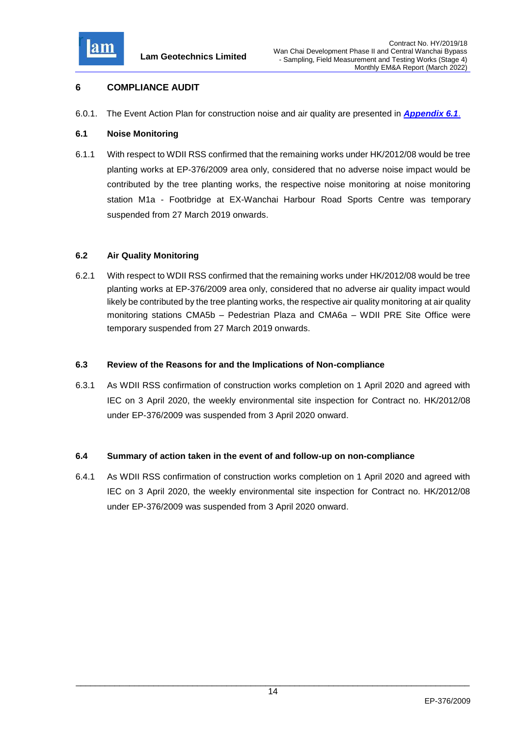# 6 COMPLIANCE AUDIT

6.0.1. The Event Action Plan for construction noise and air quality are presented in ***Appendix 6.1***.

## 6.1 Noise Monitoring

6.1.1 With respect to WDII RSS confirmed that the remaining works under HK/2012/08 would be tree planting works at EP-376/2009 area only, considered that no adverse noise impact would be contributed by the tree planting works, the respective noise monitoring at noise monitoring station M1a - Footbridge at EX-Wanchai Harbour Road Sports Centre was temporary suspended from 27 March 2019 onwards.

## 6.2 Air Quality Monitoring

6.2.1 With respect to WDII RSS confirmed that the remaining works under HK/2012/08 would be tree planting works at EP-376/2009 area only, considered that no adverse air quality impact would likely be contributed by the tree planting works, the respective air quality monitoring at air quality monitoring stations CMA5b – Pedestrian Plaza and CMA6a – WDII PRE Site Office were temporary suspended from 27 March 2019 onwards.

## 6.3 Review of the Reasons for and the Implications of Non-compliance

6.3.1 As WDII RSS confirmation of construction works completion on 1 April 2020 and agreed with IEC on 3 April 2020, the weekly environmental site inspection for Contract no. HK/2012/08 under EP-376/2009 was suspended from 3 April 2020 onward.

## 6.4 Summary of action taken in the event of and follow-up on non-compliance

6.4.1 As WDII RSS confirmation of construction works completion on 1 April 2020 and agreed with IEC on 3 April 2020, the weekly environmental site inspection for Contract no. HK/2012/08 under EP-376/2009 was suspended from 3 April 2020 onward.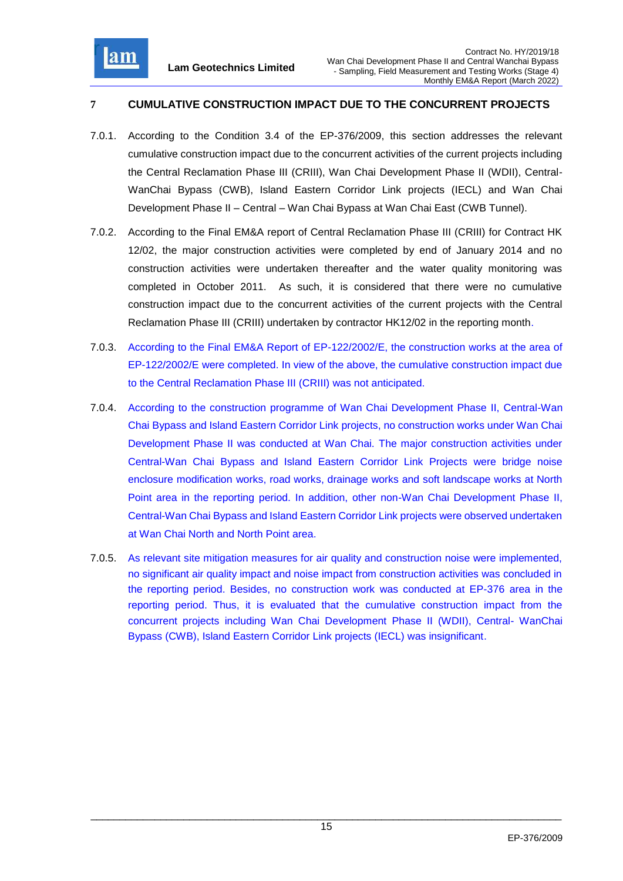# 7 CUMULATIVE CONSTRUCTION IMPACT DUE TO THE CONCURRENT PROJECTS

7.0.1. According to the Condition 3.4 of the EP-376/2009, this section addresses the relevant cumulative construction impact due to the concurrent activities of the current projects including the Central Reclamation Phase III (CRIII), Wan Chai Development Phase II (WDII), Central-WanChai Bypass (CWB), Island Eastern Corridor Link projects (IECL) and Wan Chai Development Phase II – Central – Wan Chai Bypass at Wan Chai East (CWB Tunnel).

7.0.2. According to the Final EM&A report of Central Reclamation Phase III (CRIII) for Contract HK 12/02, the major construction activities were completed by end of January 2014 and no construction activities were undertaken thereafter and the water quality monitoring was completed in October 2011. As such, it is considered that there were no cumulative construction impact due to the concurrent activities of the current projects with the Central Reclamation Phase III (CRIII) undertaken by contractor HK12/02 in the reporting month.

7.0.3. According to the Final EM&A Report of EP-122/2002/E, the construction works at the area of EP-122/2002/E were completed. In view of the above, the cumulative construction impact due to the Central Reclamation Phase III (CRIII) was not anticipated.

7.0.4. According to the construction programme of Wan Chai Development Phase II, Central-Wan Chai Bypass and Island Eastern Corridor Link projects, no construction works under Wan Chai Development Phase II was conducted at Wan Chai. The major construction activities under Central-Wan Chai Bypass and Island Eastern Corridor Link Projects were bridge noise enclosure modification works, road works, drainage works and soft landscape works at North Point area in the reporting period. In addition, other non-Wan Chai Development Phase II, Central-Wan Chai Bypass and Island Eastern Corridor Link projects were observed undertaken at Wan Chai North and North Point area.

7.0.5. As relevant site mitigation measures for air quality and construction noise were implemented, no significant air quality impact and noise impact from construction activities was concluded in the reporting period. Besides, no construction work was conducted at EP-376 area in the reporting period. Thus, it is evaluated that the cumulative construction impact from the concurrent projects including Wan Chai Development Phase II (WDII), Central- WanChai Bypass (CWB), Island Eastern Corridor Link projects (IECL) was insignificant.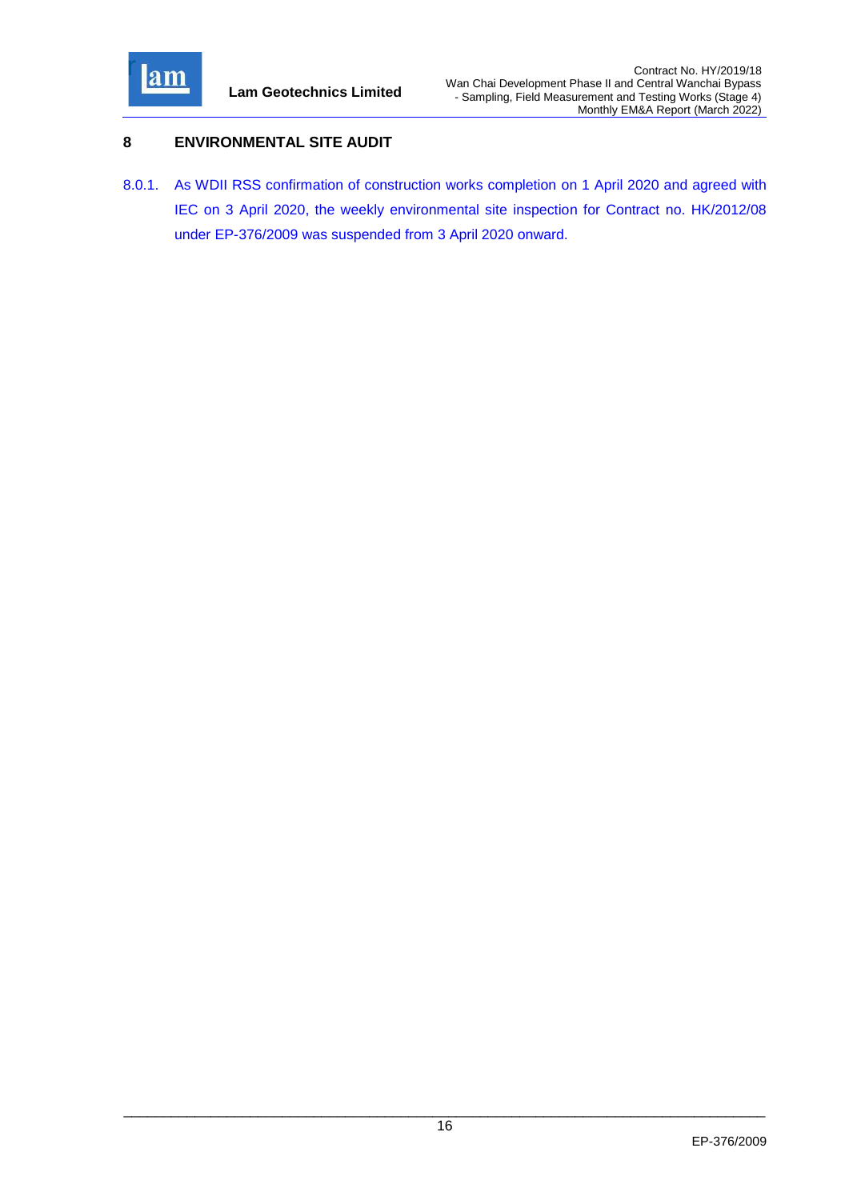# 8 ENVIRONMENTAL SITE AUDIT

8.0.1. As WDII RSS confirmation of construction works completion on 1 April 2020 and agreed with IEC on 3 April 2020, the weekly environmental site inspection for Contract no. HK/2012/08 under EP-376/2009 was suspended from 3 April 2020 onward.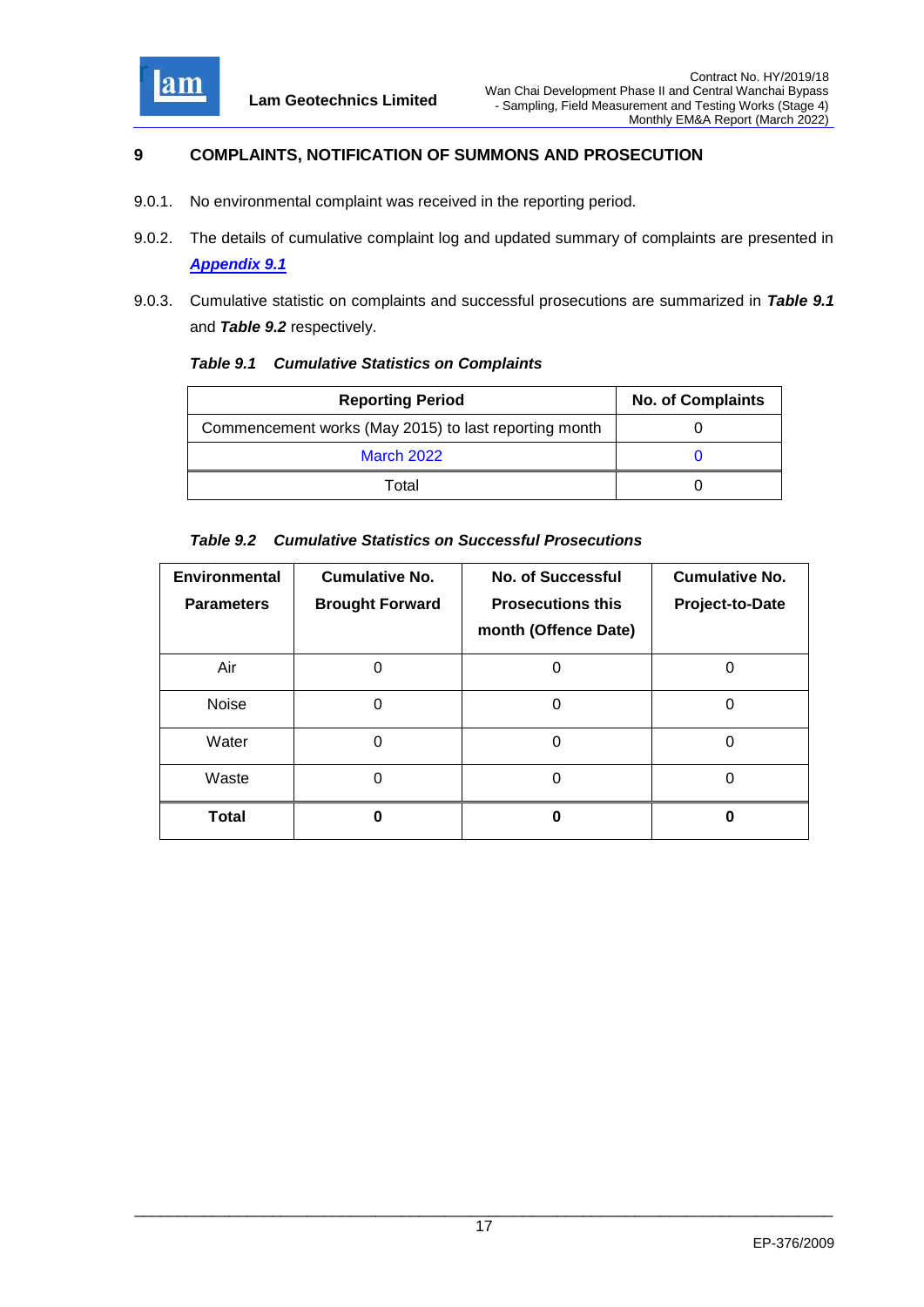# 9 COMPLAINTS, NOTIFICATION OF SUMMONS AND PROSECUTION

9.0.1. No environmental complaint was received in the reporting period.

9.0.2. The details of cumulative complaint log and updated summary of complaints are presented in ***Appendix 9.1***

9.0.3. Cumulative statistic on complaints and successful prosecutions are summarized in ***Table 9.1*** and ***Table 9.2*** respectively.

***Table 9.1 Cumulative Statistics on Complaints***

| Reporting Period | No. of Complaints |
|---|---|
| Commencement works (May 2015) to last reporting month | 0 |
| March 2022 | 0 |
| Total | 0 |

***Table 9.2 Cumulative Statistics on Successful Prosecutions***

| Environmental Parameters | Cumulative No. Brought Forward | No. of Successful Prosecutions this month (Offence Date) | Cumulative No. Project-to-Date |
|---|---|---|---|
| Air | 0 | 0 | 0 |
| Noise | 0 | 0 | 0 |
| Water | 0 | 0 | 0 |
| Waste | 0 | 0 | 0 |
| **Total** | **0** | **0** | **0** |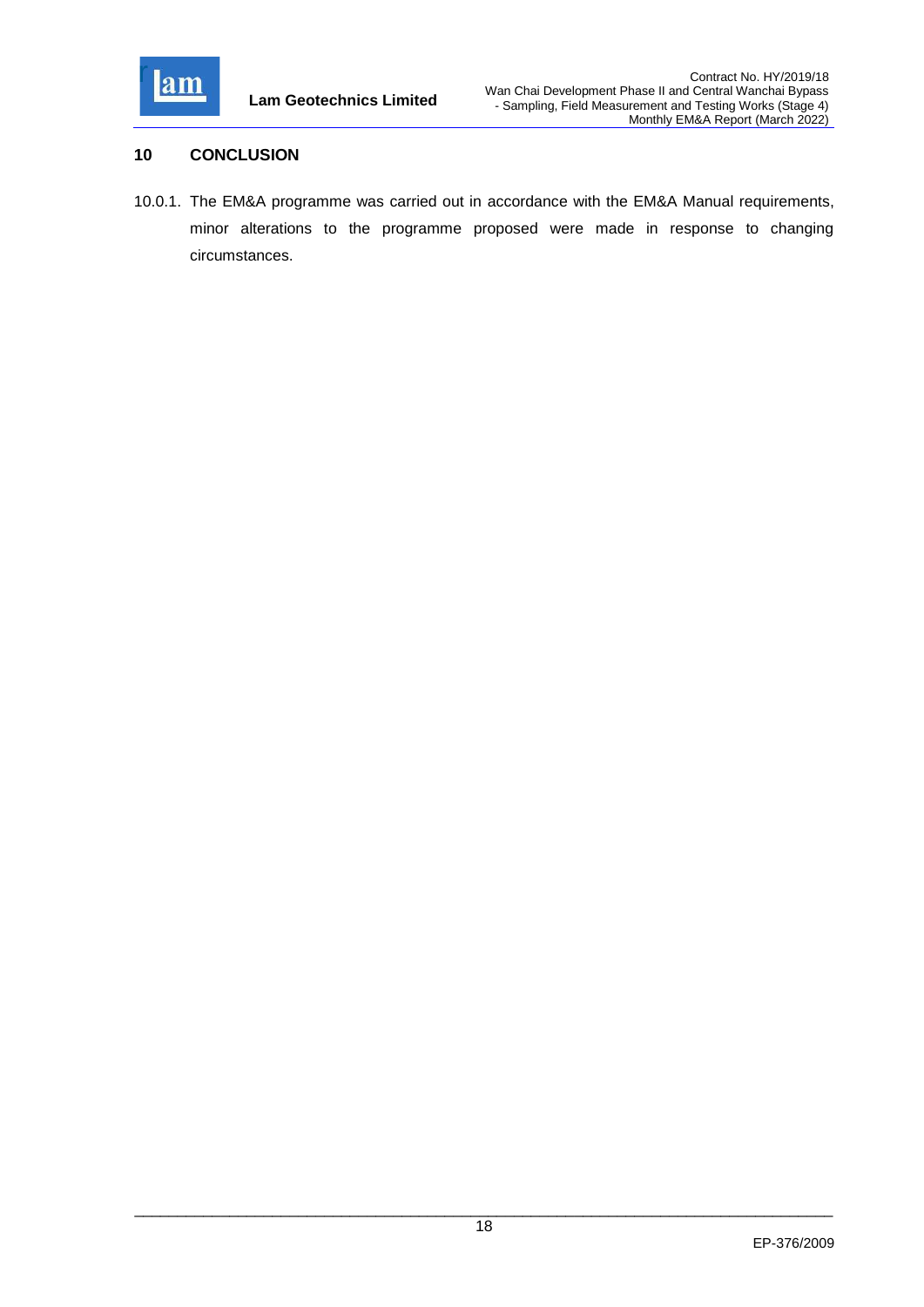# 10 CONCLUSION

10.0.1. The EM&A programme was carried out in accordance with the EM&A Manual requirements, minor alterations to the programme proposed were made in response to changing circumstances.